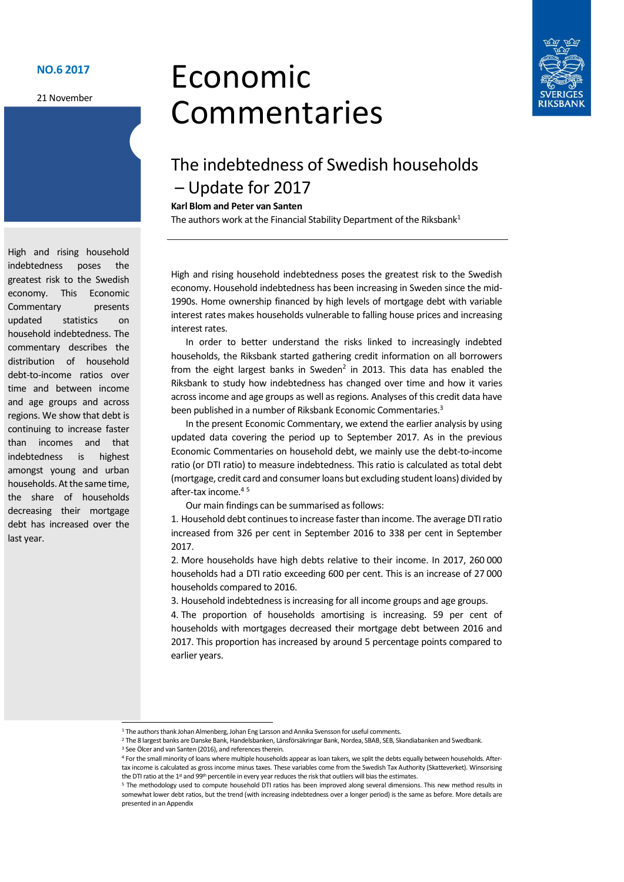NO.6 2017

21 November

# Economic Commentaries

## The indebtedness of Swedish households – Update for 2017

**Karl Blom and Peter van Santen**

The authors work at the Financial Stability Department of the Riksbank[1]

High and rising household indebtedness poses the greatest risk to the Swedish economy. This Economic Commentary presents updated statistics on household indebtedness. The commentary describes the distribution of household debt-to-income ratios over time and between income and age groups and across regions. We show that debt is continuing to increase faster than incomes and that indebtedness is highest amongst young and urban households. At the same time, the share of households decreasing their mortgage debt has increased over the last year.

High and rising household indebtedness poses the greatest risk to the Swedish economy. Household indebtedness has been increasing in Sweden since the mid-1990s. Home ownership financed by high levels of mortgage debt with variable interest rates makes households vulnerable to falling house prices and increasing interest rates.

In order to better understand the risks linked to increasingly indebted households, the Riksbank started gathering credit information on all borrowers from the eight largest banks in Sweden[2] in 2013. This data has enabled the Riksbank to study how indebtedness has changed over time and how it varies across income and age groups as well as regions. Analyses of this credit data have been published in a number of Riksbank Economic Commentaries.[3]

In the present Economic Commentary, we extend the earlier analysis by using updated data covering the period up to September 2017. As in the previous Economic Commentaries on household debt, we mainly use the debt-to-income ratio (or DTI ratio) to measure indebtedness. This ratio is calculated as total debt (mortgage, credit card and consumer loans but excluding student loans) divided by after-tax income.[4] [5]

Our main findings can be summarised as follows:

1. Household debt continues to increase faster than income. The average DTI ratio increased from 326 per cent in September 2016 to 338 per cent in September 2017.
2. More households have high debts relative to their income. In 2017, 260 000 households had a DTI ratio exceeding 600 per cent. This is an increase of 27 000 households compared to 2016.
3. Household indebtedness is increasing for all income groups and age groups.
4. The proportion of households amortising is increasing. 59 per cent of households with mortgages decreased their mortgage debt between 2016 and 2017. This proportion has increased by around 5 percentage points compared to earlier years.

---

[1] The authors thank Johan Almenberg, Johan Eng Larsson and Annika Svensson for useful comments.

[2] The 8 largest banks are Danske Bank, Handelsbanken, Länsförsäkringar Bank, Nordea, SBAB, SEB, Skandiabanken and Swedbank.

[3] See Ölcer and van Santen (2016), and references therein.

[4] For the small minority of loans where multiple households appear as loan takers, we split the debts equally between households. After-tax income is calculated as gross income minus taxes. These variables come from the Swedish Tax Authority (Skatteverket). Winsorising the DTI ratio at the 1st and 99th percentile in every year reduces the risk that outliers will bias the estimates.

[5] The methodology used to compute household DTI ratios has been improved along several dimensions. This new method results in somewhat lower debt ratios, but the trend (with increasing indebtedness over a longer period) is the same as before. More details are presented in an Appendix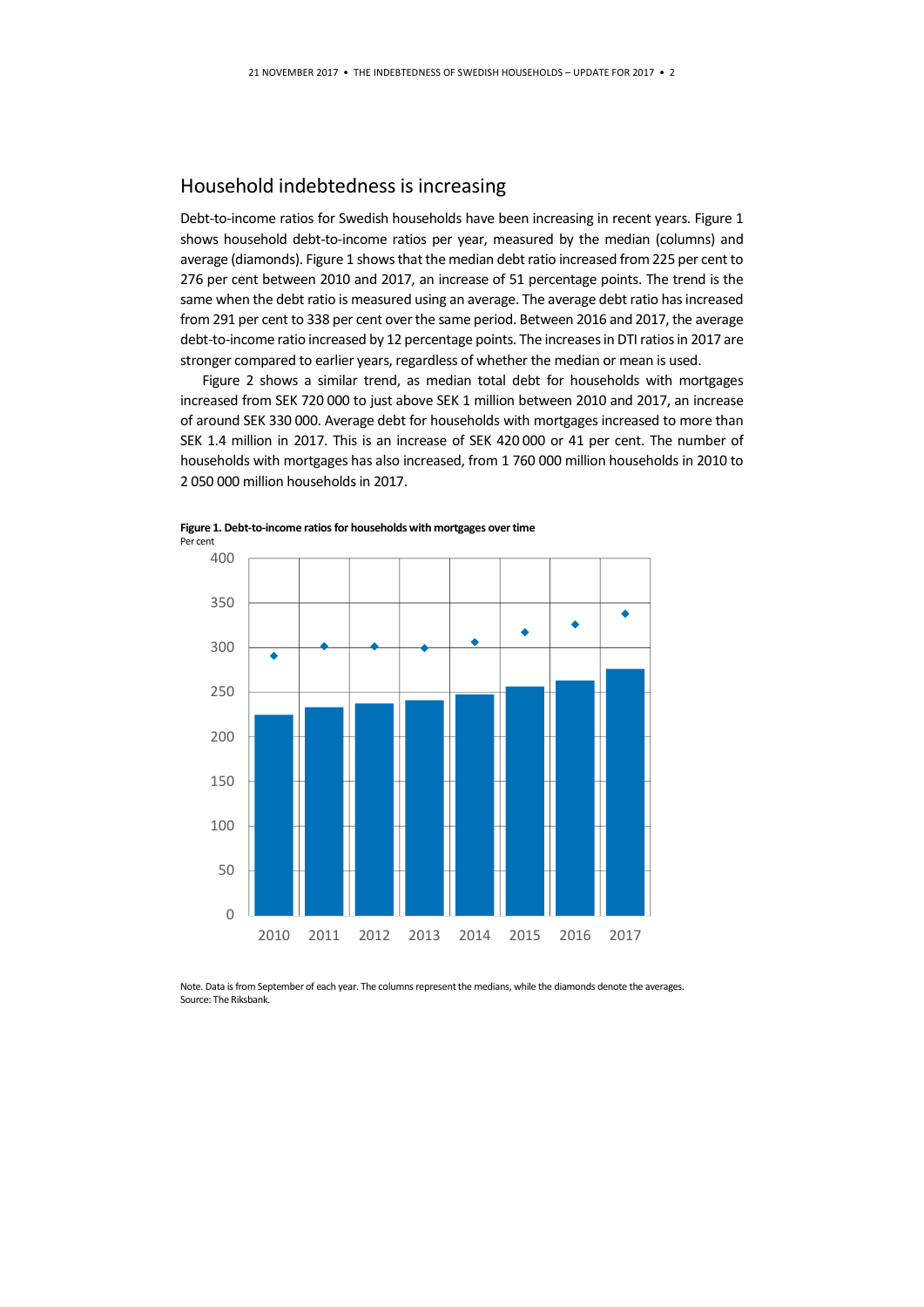## Household indebtedness is increasing

Debt-to-income ratios for Swedish households have been increasing in recent years. Figure 1 shows household debt-to-income ratios per year, measured by the median (columns) and average (diamonds). Figure 1 shows that the median debt ratio increased from 225 per cent to 276 per cent between 2010 and 2017, an increase of 51 percentage points. The trend is the same when the debt ratio is measured using an average. The average debt ratio has increased from 291 per cent to 338 per cent over the same period. Between 2016 and 2017, the average debt-to-income ratio increased by 12 percentage points. The increases in DTI ratios in 2017 are stronger compared to earlier years, regardless of whether the median or mean is used.

Figure 2 shows a similar trend, as median total debt for households with mortgages increased from SEK 720 000 to just above SEK 1 million between 2010 and 2017, an increase of around SEK 330 000. Average debt for households with mortgages increased to more than SEK 1.4 million in 2017. This is an increase of SEK 420 000 or 41 per cent. The number of households with mortgages has also increased, from 1 760 000 million households in 2010 to 2 050 000 million households in 2017.

**Figure 1. Debt-to-income ratios for households with mortgages over time**
Per cent

Note. Data is from September of each year. The columns represent the medians, while the diamonds denote the averages.
Source: The Riksbank.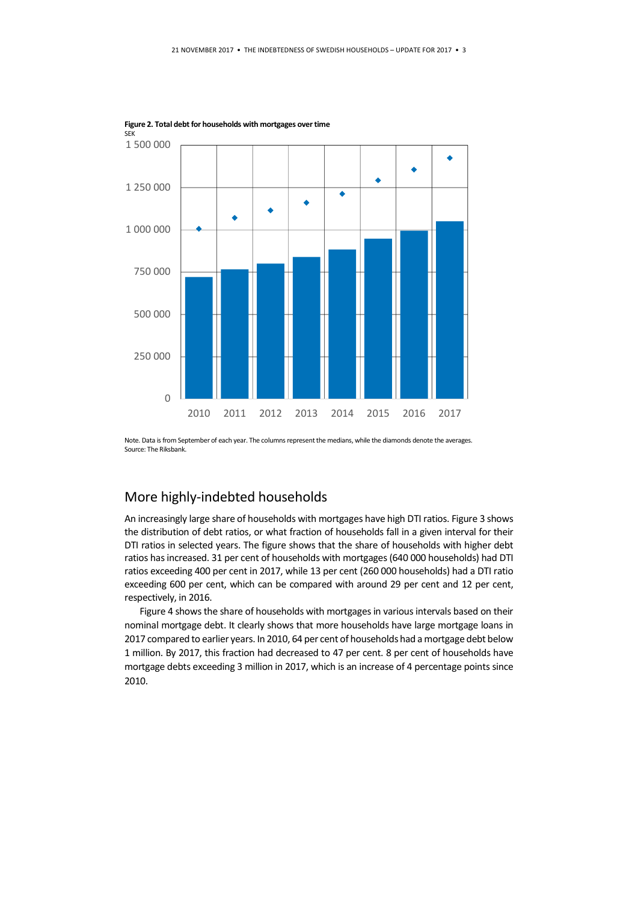**Figure 2. Total debt for households with mortgages over time**

Note. Data is from September of each year. The columns represent the medians, while the diamonds denote the averages.
Source: The Riksbank.

## More highly-indebted households

An increasingly large share of households with mortgages have high DTI ratios. Figure 3 shows the distribution of debt ratios, or what fraction of households fall in a given interval for their DTI ratios in selected years. The figure shows that the share of households with higher debt ratios has increased. 31 per cent of households with mortgages (640 000 households) had DTI ratios exceeding 400 per cent in 2017, while 13 per cent (260 000 households) had a DTI ratio exceeding 600 per cent, which can be compared with around 29 per cent and 12 per cent, respectively, in 2016.

Figure 4 shows the share of households with mortgages in various intervals based on their nominal mortgage debt. It clearly shows that more households have large mortgage loans in 2017 compared to earlier years. In 2010, 64 per cent of households had a mortgage debt below 1 million. By 2017, this fraction had decreased to 47 per cent. 8 per cent of households have mortgage debts exceeding 3 million in 2017, which is an increase of 4 percentage points since 2010.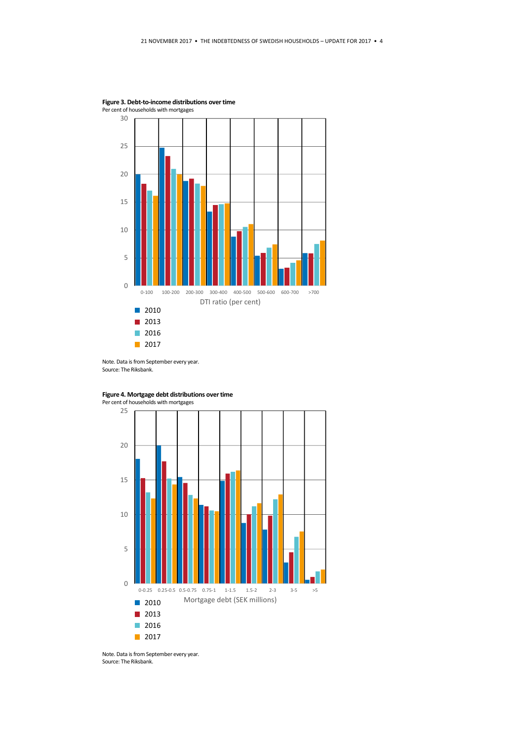**Figure 3. Debt-to-income distributions over time**
Per cent of households with mortgages

Note. Data is from September every year.
Source: The Riksbank.

**Figure 4. Mortgage debt distributions over time**
Per cent of households with mortgages

Note. Data is from September every year.
Source: The Riksbank.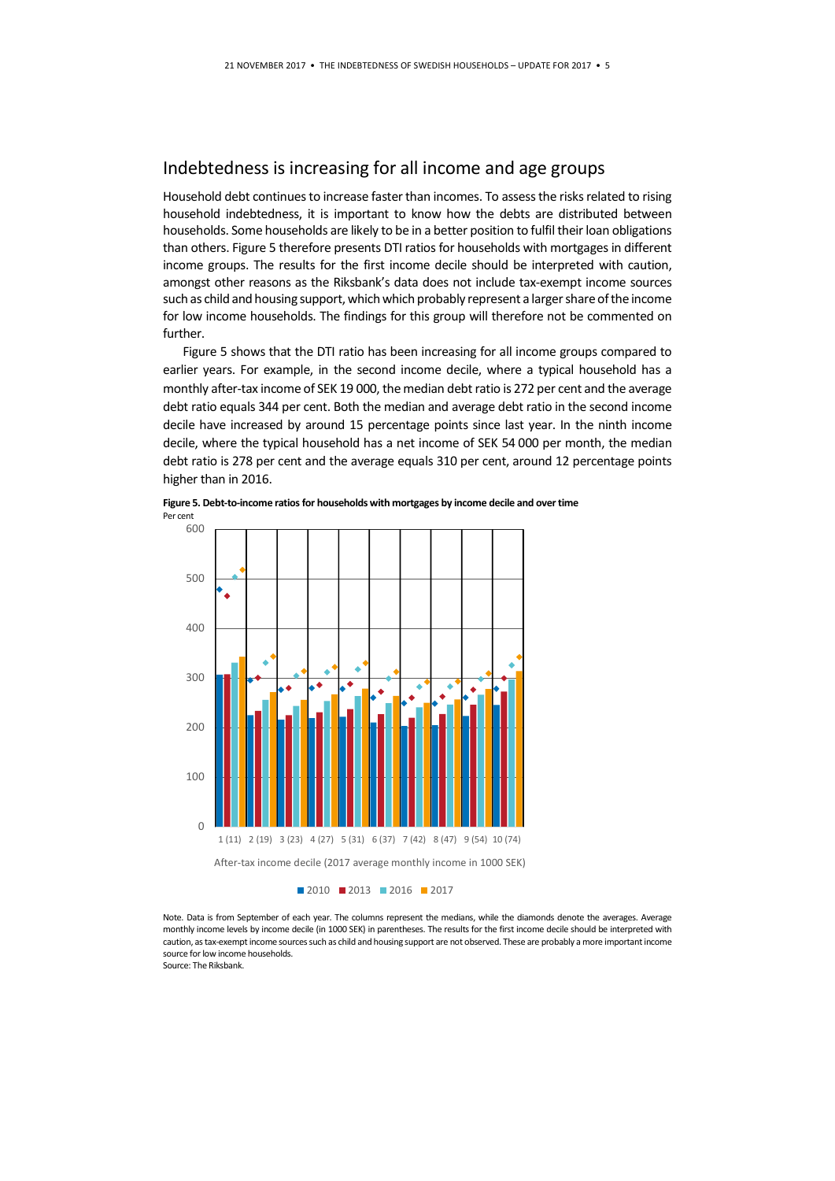## Indebtedness is increasing for all income and age groups

Household debt continues to increase faster than incomes. To assess the risks related to rising household indebtedness, it is important to know how the debts are distributed between households. Some households are likely to be in a better position to fulfil their loan obligations than others. Figure 5 therefore presents DTI ratios for households with mortgages in different income groups. The results for the first income decile should be interpreted with caution, amongst other reasons as the Riksbank's data does not include tax-exempt income sources such as child and housing support, which which probably represent a larger share of the income for low income households. The findings for this group will therefore not be commented on further.

Figure 5 shows that the DTI ratio has been increasing for all income groups compared to earlier years. For example, in the second income decile, where a typical household has a monthly after-tax income of SEK 19 000, the median debt ratio is 272 per cent and the average debt ratio equals 344 per cent. Both the median and average debt ratio in the second income decile have increased by around 15 percentage points since last year. In the ninth income decile, where the typical household has a net income of SEK 54 000 per month, the median debt ratio is 278 per cent and the average equals 310 per cent, around 12 percentage points higher than in 2016.

**Figure 5. Debt-to-income ratios for households with mortgages by income decile and over time**

Per cent

Note. Data is from September of each year. The columns represent the medians, while the diamonds denote the averages. Average monthly income levels by income decile (in 1000 SEK) in parentheses. The results for the first income decile should be interpreted with caution, as tax-exempt income sources such as child and housing support are not observed. These are probably a more important income source for low income households.

Source: The Riksbank.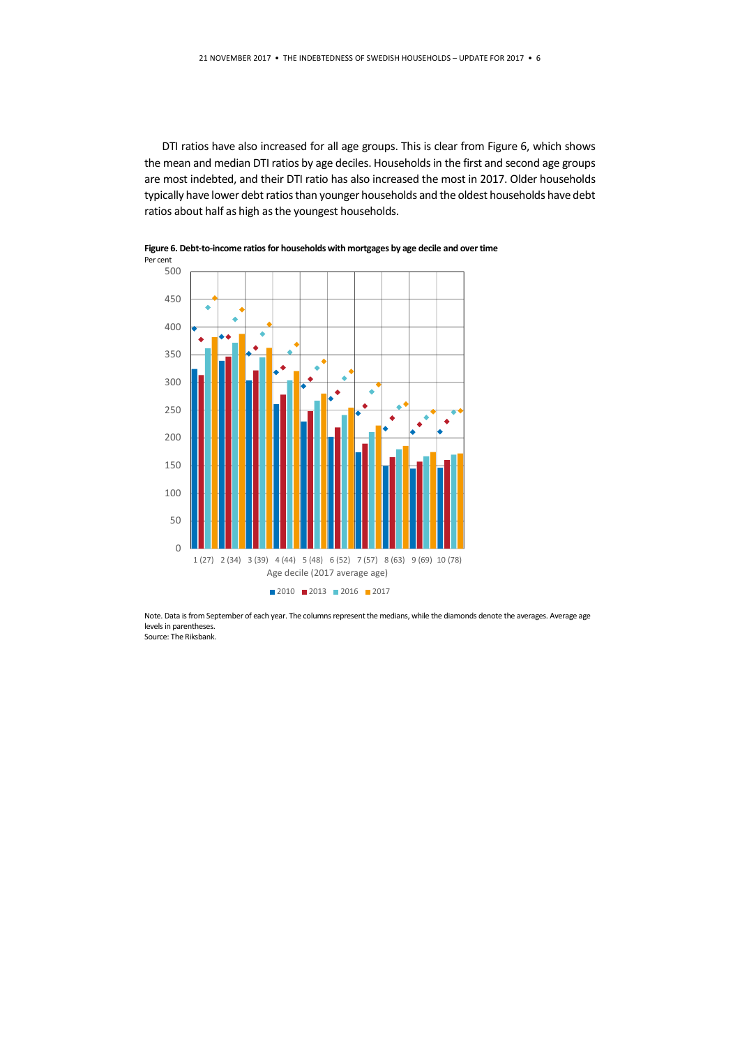DTI ratios have also increased for all age groups. This is clear from Figure 6, which shows the mean and median DTI ratios by age deciles. Households in the first and second age groups are most indebted, and their DTI ratio has also increased the most in 2017. Older households typically have lower debt ratios than younger households and the oldest households have debt ratios about half as high as the youngest households.

**Figure 6. Debt-to-income ratios for households with mortgages by age decile and over time**

Per cent

Note. Data is from September of each year. The columns represent the medians, while the diamonds denote the averages. Average age levels in parentheses.
Source: The Riksbank.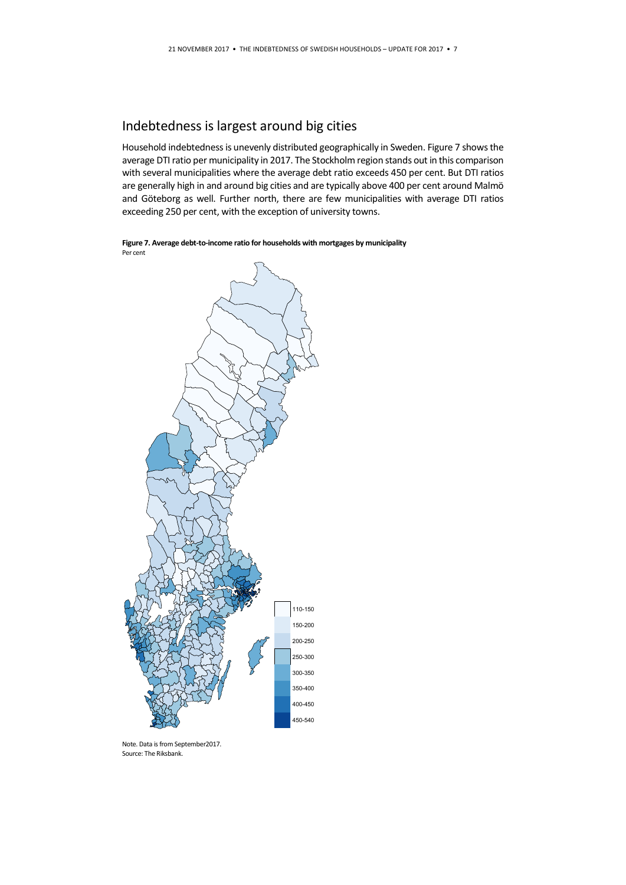## Indebtedness is largest around big cities

Household indebtedness is unevenly distributed geographically in Sweden. Figure 7 shows the average DTI ratio per municipality in 2017. The Stockholm region stands out in this comparison with several municipalities where the average debt ratio exceeds 450 per cent. But DTI ratios are generally high in and around big cities and are typically above 400 per cent around Malmö and Göteborg as well. Further north, there are few municipalities with average DTI ratios exceeding 250 per cent, with the exception of university towns.

**Figure 7. Average debt-to-income ratio for households with mortgages by municipality**
Per cent

110-150
150-200
200-250
250-300
300-350
350-400
400-450
450-540

Note. Data is from September2017.
Source: The Riksbank.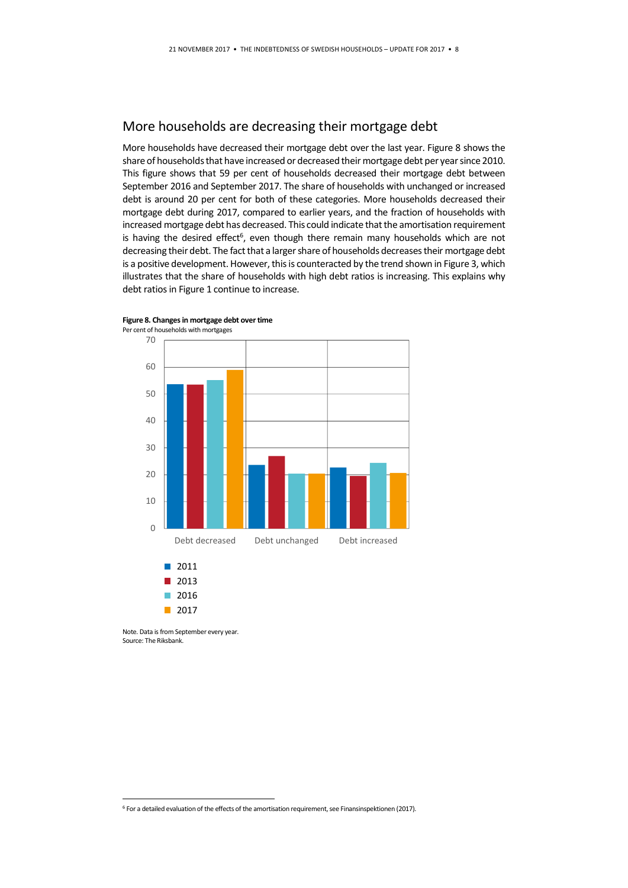## More households are decreasing their mortgage debt

More households have decreased their mortgage debt over the last year. Figure 8 shows the share of households that have increased or decreased their mortgage debt per year since 2010. This figure shows that 59 per cent of households decreased their mortgage debt between September 2016 and September 2017. The share of households with unchanged or increased debt is around 20 per cent for both of these categories. More households decreased their mortgage debt during 2017, compared to earlier years, and the fraction of households with increased mortgage debt has decreased. This could indicate that the amortisation requirement is having the desired effect[6], even though there remain many households which are not decreasing their debt. The fact that a larger share of households decreases their mortgage debt is a positive development. However, this is counteracted by the trend shown in Figure 3, which illustrates that the share of households with high debt ratios is increasing. This explains why debt ratios in Figure 1 continue to increase.

**Figure 8. Changes in mortgage debt over time**

Per cent of households with mortgages

Note. Data is from September every year.
Source: The Riksbank.

[6] For a detailed evaluation of the effects of the amortisation requirement, see Finansinspektionen (2017).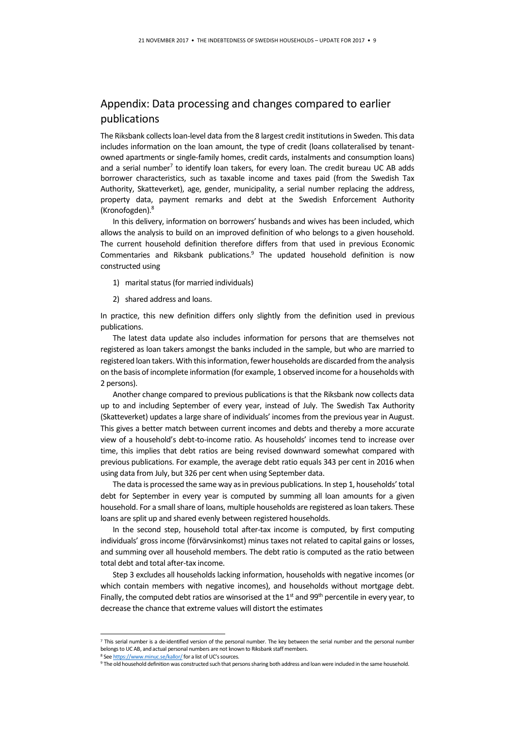## Appendix: Data processing and changes compared to earlier publications

The Riksbank collects loan-level data from the 8 largest credit institutions in Sweden. This data includes information on the loan amount, the type of credit (loans collateralised by tenant-owned apartments or single-family homes, credit cards, instalments and consumption loans) and a serial number[7] to identify loan takers, for every loan. The credit bureau UC AB adds borrower characteristics, such as taxable income and taxes paid (from the Swedish Tax Authority, Skatteverket), age, gender, municipality, a serial number replacing the address, property data, payment remarks and debt at the Swedish Enforcement Authority (Kronofogden).[8]

In this delivery, information on borrowers' husbands and wives has been included, which allows the analysis to build on an improved definition of who belongs to a given household. The current household definition therefore differs from that used in previous Economic Commentaries and Riksbank publications.[9] The updated household definition is now constructed using

1) marital status (for married individuals)
2) shared address and loans.

In practice, this new definition differs only slightly from the definition used in previous publications.

The latest data update also includes information for persons that are themselves not registered as loan takers amongst the banks included in the sample, but who are married to registered loan takers. With this information, fewer households are discarded from the analysis on the basis of incomplete information (for example, 1 observed income for a households with 2 persons).

Another change compared to previous publications is that the Riksbank now collects data up to and including September of every year, instead of July. The Swedish Tax Authority (Skatteverket) updates a large share of individuals' incomes from the previous year in August. This gives a better match between current incomes and debts and thereby a more accurate view of a household's debt-to-income ratio. As households' incomes tend to increase over time, this implies that debt ratios are being revised downward somewhat compared with previous publications. For example, the average debt ratio equals 343 per cent in 2016 when using data from July, but 326 per cent when using September data.

The data is processed the same way as in previous publications. In step 1, households' total debt for September in every year is computed by summing all loan amounts for a given household. For a small share of loans, multiple households are registered as loan takers. These loans are split up and shared evenly between registered households.

In the second step, household total after-tax income is computed, by first computing individuals' gross income (förvärvsinkomst) minus taxes not related to capital gains or losses, and summing over all household members. The debt ratio is computed as the ratio between total debt and total after-tax income.

Step 3 excludes all households lacking information, households with negative incomes (or which contain members with negative incomes), and households without mortgage debt. Finally, the computed debt ratios are winsorised at the 1st and 99th percentile in every year, to decrease the chance that extreme values will distort the estimates

---

[7] This serial number is a de-identified version of the personal number. The key between the serial number and the personal number belongs to UC AB, and actual personal numbers are not known to Riksbank staff members.

[8] See https://www.minuc.se/kallor/ for a list of UC's sources.

[9] The old household definition was constructed such that persons sharing both address and loan were included in the same household.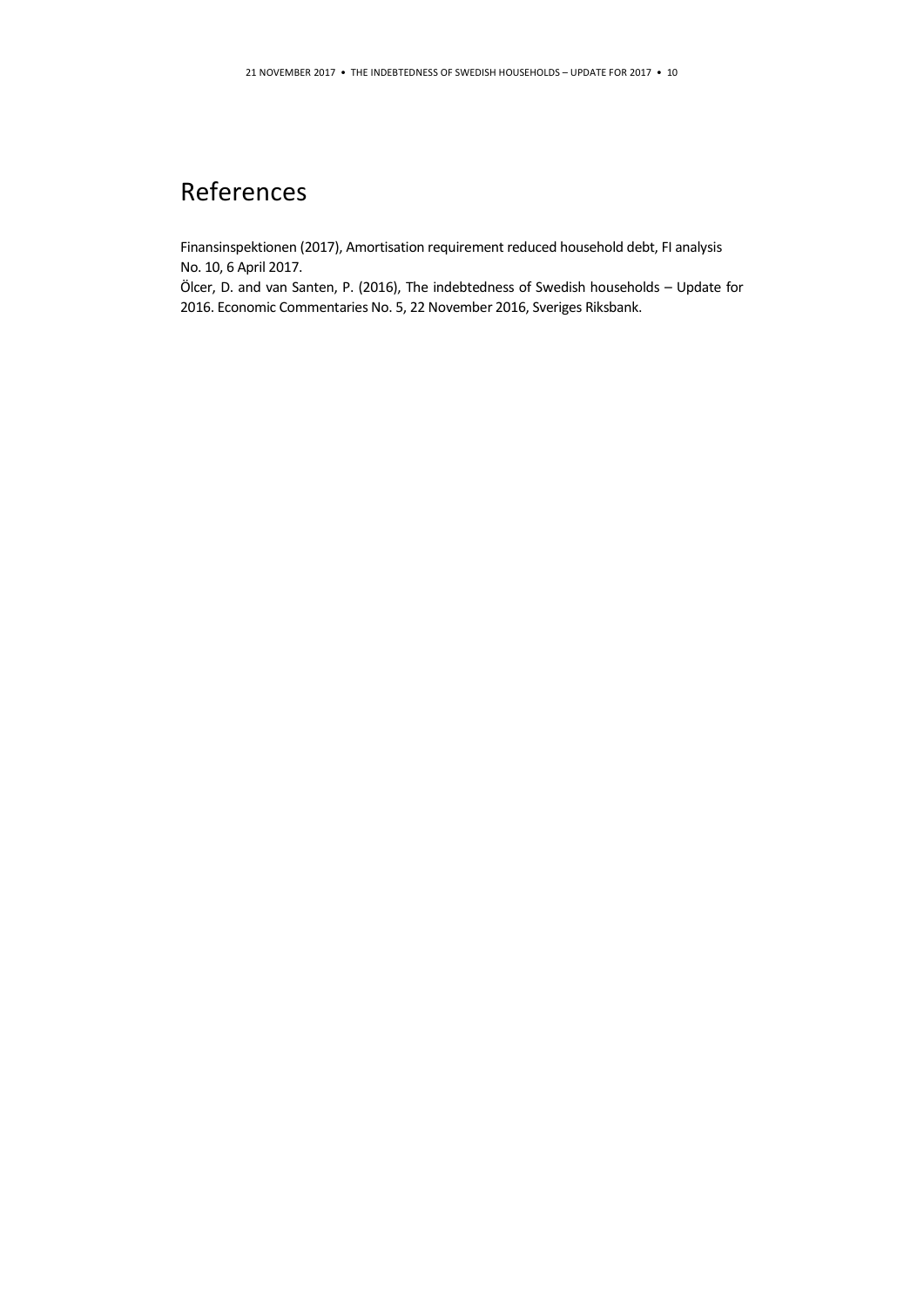# References

Finansinspektionen (2017), Amortisation requirement reduced household debt, FI analysis No. 10, 6 April 2017.

Ölcer, D. and van Santen, P. (2016), The indebtedness of Swedish households – Update for 2016. Economic Commentaries No. 5, 22 November 2016, Sveriges Riksbank.